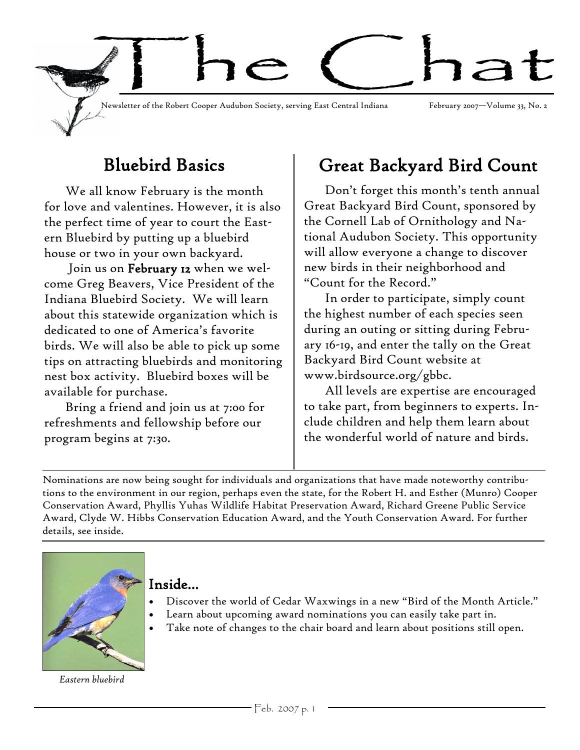# The Chat

Newsletter of the Robert Cooper Audubon Society, serving East Central Indiana February 2007—Volume 33, No. 2

## Bluebird Basics

We all know February is the month for love and valentines. However, it is also the perfect time of year to court the Eastern Bluebird by putting up a bluebird house or two in your own backyard.

Join us on **February 12** when we welcome Greg Beavers, Vice President of the Indiana Bluebird Society. We will learn about this statewide organization which is dedicated to one of America's favorite birds. We will also be able to pick up some tips on attracting bluebirds and monitoring nest box activity. Bluebird boxes will be available for purchase.

Bring a friend and join us at 7:00 for refreshments and fellowship before our program begins at 7:30.

## Great Backyard Bird Count

Don't forget this month's tenth annual Great Backyard Bird Count, sponsored by the Cornell Lab of Ornithology and National Audubon Society. This opportunity will allow everyone a change to discover new birds in their neighborhood and "Count for the Record."

In order to participate, simply count the highest number of each species seen during an outing or sitting during February 16-19, and enter the tally on the Great Backyard Bird Count website at www.birdsource.org/gbbc.

All levels are expertise are encouraged to take part, from beginners to experts. Include children and help them learn about the wonderful world of nature and birds.

---

Nominations are now being sought for individuals and organizations that have made noteworthy contributions to the environment in our region, perhaps even the state, for the Robert H. and Esther (Munro) Cooper Conservation Award, Phyllis Yuhas Wildlife Habitat Preservation Award, Richard Greene Public Service Award, Clyde W. Hibbs Conservation Education Award, and the Youth Conservation Award. For further details, see inside.

---

*Eastern bluebird*

### Inside...

- Discover the world of Cedar Waxwings in a new "Bird of the Month Article."
- Learn about upcoming award nominations you can easily take part in.
- Take note of changes to the chair board and learn about positions still open.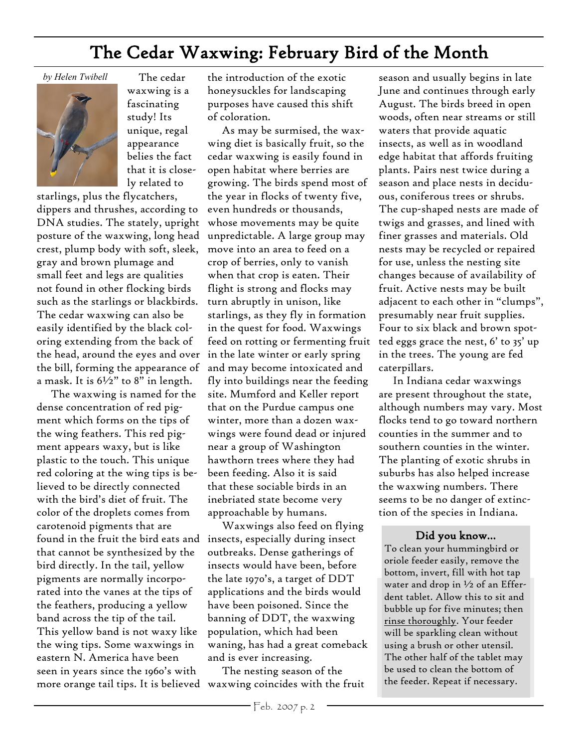# The Cedar Waxwing: February Bird of the Month

*by Helen Twibell*

The cedar waxwing is a fascinating study! Its unique, regal appearance belies the fact that it is closely related to starlings, plus the flycatchers, dippers and thrushes, according to DNA studies. The stately, upright posture of the waxwing, long head crest, plump body with soft, sleek, gray and brown plumage and small feet and legs are qualities not found in other flocking birds such as the starlings or blackbirds. The cedar waxwing can also be easily identified by the black coloring extending from the back of the head, around the eyes and over the bill, forming the appearance of a mask. It is 6½" to 8" in length.

The waxwing is named for the dense concentration of red pigment which forms on the tips of the wing feathers. This red pigment appears waxy, but is like plastic to the touch. This unique red coloring at the wing tips is believed to be directly connected with the bird's diet of fruit. The color of the droplets comes from carotenoid pigments that are found in the fruit the bird eats and that cannot be synthesized by the bird directly. In the tail, yellow pigments are normally incorporated into the vanes at the tips of the feathers, producing a yellow band across the tip of the tail. This yellow band is not waxy like the wing tips. Some waxwings in eastern N. America have been seen in years since the 1960's with more orange tail tips. It is believed the introduction of the exotic honeysuckles for landscaping purposes have caused this shift of coloration.

As may be surmised, the waxwing diet is basically fruit, so the cedar waxwing is easily found in open habitat where berries are growing. The birds spend most of the year in flocks of twenty five, even hundreds or thousands, whose movements may be quite unpredictable. A large group may move into an area to feed on a crop of berries, only to vanish when that crop is eaten. Their flight is strong and flocks may turn abruptly in unison, like starlings, as they fly in formation in the quest for food. Waxwings feed on rotting or fermenting fruit in the late winter or early spring and may become intoxicated and fly into buildings near the feeding site. Mumford and Keller report that on the Purdue campus one winter, more than a dozen waxwings were found dead or injured near a group of Washington hawthorn trees where they had been feeding. Also it is said that these sociable birds in an inebriated state become very approachable by humans.

Waxwings also feed on flying insects, especially during insect outbreaks. Dense gatherings of insects would have been, before the late 1970's, a target of DDT applications and the birds would have been poisoned. Since the banning of DDT, the waxwing population, which had been waning, has had a great comeback and is ever increasing.

The nesting season of the waxwing coincides with the fruit season and usually begins in late June and continues through early August. The birds breed in open woods, often near streams or still waters that provide aquatic insects, as well as in woodland edge habitat that affords fruiting plants. Pairs nest twice during a season and place nests in deciduous, coniferous trees or shrubs. The cup-shaped nests are made of twigs and grasses, and lined with finer grasses and materials. Old nests may be recycled or repaired for use, unless the nesting site changes because of availability of fruit. Active nests may be built adjacent to each other in "clumps", presumably near fruit supplies. Four to six black and brown spotted eggs grace the nest, 6' to 35' up in the trees. The young are fed caterpillars.

In Indiana cedar waxwings are present throughout the state, although numbers may vary. Most flocks tend to go toward northern counties in the summer and to southern counties in the winter. The planting of exotic shrubs in suburbs has also helped increase the waxwing numbers. There seems to be no danger of extinction of the species in Indiana.

### Did you know...

To clean your hummingbird or oriole feeder easily, remove the bottom, invert, fill with hot tap water and drop in ½ of an Efferdent tablet. Allow this to sit and bubble up for five minutes; then rinse thoroughly. Your feeder will be sparkling clean without using a brush or other utensil. The other half of the tablet may be used to clean the bottom of the feeder. Repeat if necessary.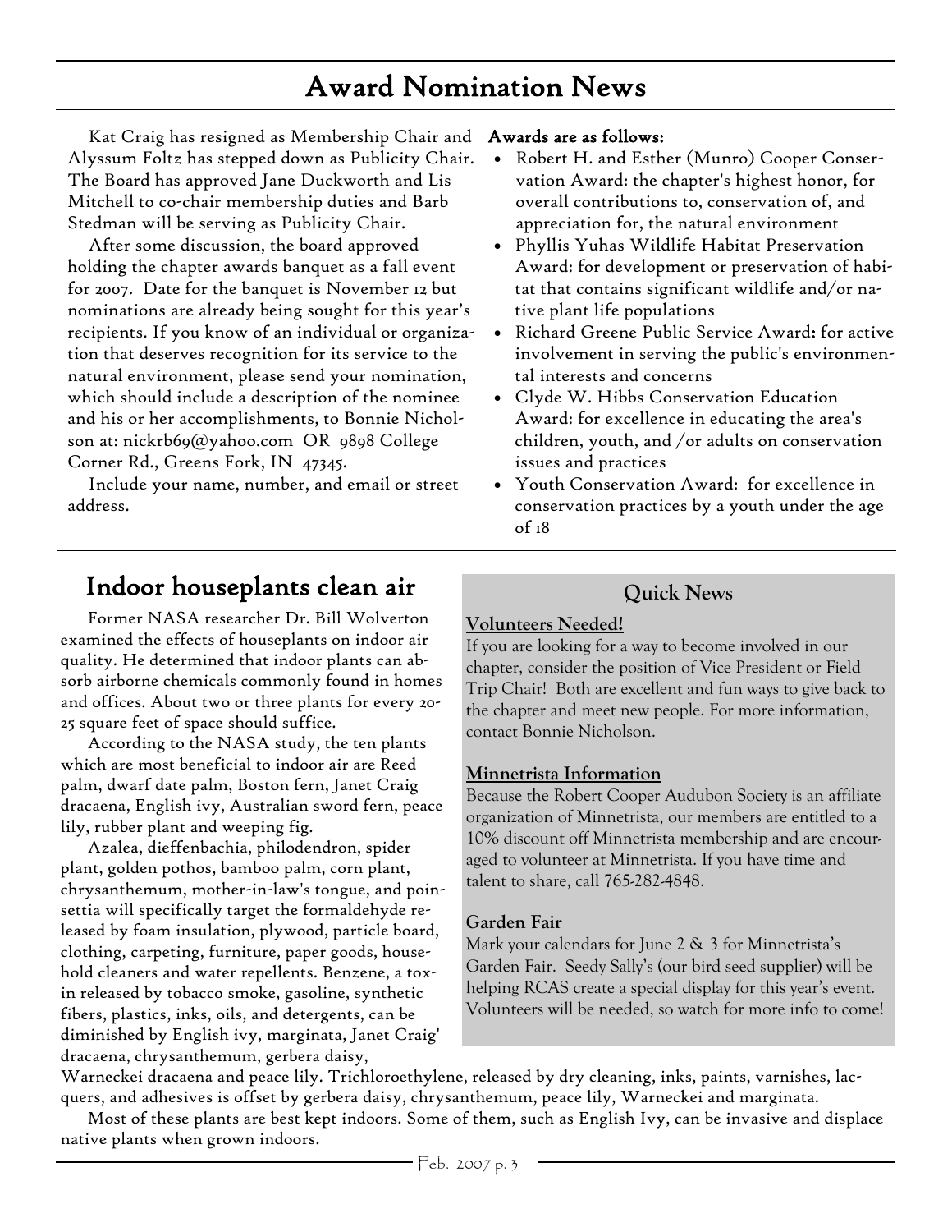# Award Nomination News

Kat Craig has resigned as Membership Chair and Alyssum Foltz has stepped down as Publicity Chair. The Board has approved Jane Duckworth and Lis Mitchell to co-chair membership duties and Barb Stedman will be serving as Publicity Chair.

After some discussion, the board approved holding the chapter awards banquet as a fall event for 2007. Date for the banquet is November 12 but nominations are already being sought for this year's recipients. If you know of an individual or organization that deserves recognition for its service to the natural environment, please send your nomination, which should include a description of the nominee and his or her accomplishments, to Bonnie Nicholson at: nickrb69@yahoo.com OR 9898 College Corner Rd., Greens Fork, IN 47345.

Include your name, number, and email or street address.

**Awards are as follows:**

- Robert H. and Esther (Munro) Cooper Conservation Award: the chapter's highest honor, for overall contributions to, conservation of, and appreciation for, the natural environment
- Phyllis Yuhas Wildlife Habitat Preservation Award: for development or preservation of habitat that contains significant wildlife and/or native plant life populations
- Richard Greene Public Service Award: for active involvement in serving the public's environmental interests and concerns
- Clyde W. Hibbs Conservation Education Award: for excellence in educating the area's children, youth, and /or adults on conservation issues and practices
- Youth Conservation Award: for excellence in conservation practices by a youth under the age of 18

## Indoor houseplants clean air

Former NASA researcher Dr. Bill Wolverton examined the effects of houseplants on indoor air quality. He determined that indoor plants can absorb airborne chemicals commonly found in homes and offices. About two or three plants for every 20-25 square feet of space should suffice.

According to the NASA study, the ten plants which are most beneficial to indoor air are Reed palm, dwarf date palm, Boston fern, Janet Craig dracaena, English ivy, Australian sword fern, peace lily, rubber plant and weeping fig.

Azalea, dieffenbachia, philodendron, spider plant, golden pothos, bamboo palm, corn plant, chrysanthemum, mother-in-law's tongue, and poinsettia will specifically target the formaldehyde released by foam insulation, plywood, particle board, clothing, carpeting, furniture, paper goods, household cleaners and water repellents. Benzene, a toxin released by tobacco smoke, gasoline, synthetic fibers, plastics, inks, oils, and detergents, can be diminished by English ivy, marginata, Janet Craig' dracaena, chrysanthemum, gerbera daisy, Warneckei dracaena and peace lily. Trichloroethylene, released by dry cleaning, inks, paints, varnishes, lacquers, and adhesives is offset by gerbera daisy, chrysanthemum, peace lily, Warneckei and marginata.

Most of these plants are best kept indoors. Some of them, such as English Ivy, can be invasive and displace native plants when grown indoors.

## Quick News

**Volunteers Needed!**

If you are looking for a way to become involved in our chapter, consider the position of Vice President or Field Trip Chair! Both are excellent and fun ways to give back to the chapter and meet new people. For more information, contact Bonnie Nicholson.

**Minnetrista Information**

Because the Robert Cooper Audubon Society is an affiliate organization of Minnetrista, our members are entitled to a 10% discount off Minnetrista membership and are encouraged to volunteer at Minnetrista. If you have time and talent to share, call 765-282-4848.

**Garden Fair**

Mark your calendars for June 2 & 3 for Minnetrista's Garden Fair. Seedy Sally's (our bird seed supplier) will be helping RCAS create a special display for this year's event. Volunteers will be needed, so watch for more info to come!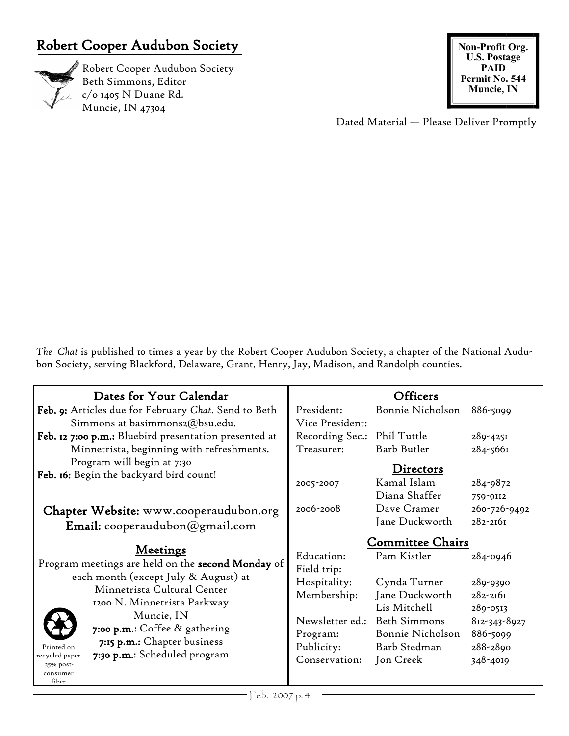## Robert Cooper Audubon Society

Robert Cooper Audubon Society
Beth Simmons, Editor
c/o 1405 N Duane Rd.
Muncie, IN 47304

**Non-Profit Org.**
**U.S. Postage**
**PAID**
**Permit No. 544**
**Muncie, IN**

Dated Material — Please Deliver Promptly

*The Chat* is published 10 times a year by the Robert Cooper Audubon Society, a chapter of the National Audubon Society, serving Blackford, Delaware, Grant, Henry, Jay, Madison, and Randolph counties.

### Dates for Your Calendar

**Feb. 9:** Articles due for February *Chat*. Send to Beth Simmons at basimmons2@bsu.edu.

**Feb. 12 7:00 p.m.:** Bluebird presentation presented at Minnetrista, beginning with refreshments. Program will begin at 7:30

**Feb. 16:** Begin the backyard bird count!

**Chapter Website:** www.cooperaudubon.org
**Email:** cooperaudubon@gmail.com

### Meetings

Program meetings are held on the **second Monday** of each month (except July & August) at
Minnetrista Cultural Center
1200 N. Minnetrista Parkway
Muncie, IN

**7:00 p.m.**: Coffee & gathering
**7:15 p.m.**: Chapter business
**7:30 p.m.**: Scheduled program

Printed on recycled paper 25% post-consumer fiber

### Officers

| | | |
|---|---|---|
| President: | Bonnie Nicholson | 886-5099 |
| Vice President: | | |
| Recording Sec.: | Phil Tuttle | 289-4251 |
| Treasurer: | Barb Butler | 284-5661 |

### Directors

| | | |
|---|---|---|
| 2005-2007 | Kamal Islam | 284-9872 |
| | Diana Shaffer | 759-9112 |
| 2006-2008 | Dave Cramer | 260-726-9492 |
| | Jane Duckworth | 282-2161 |

### Committee Chairs

| | | |
|---|---|---|
| Education: | Pam Kistler | 284-0946 |
| Field trip: | | |
| Hospitality: | Cynda Turner | 289-9390 |
| Membership: | Jane Duckworth | 282-2161 |
| | Lis Mitchell | 289-0513 |
| Newsletter ed.: | Beth Simmons | 812-343-8927 |
| Program: | Bonnie Nicholson | 886-5099 |
| Publicity: | Barb Stedman | 288-2890 |
| Conservation: | Jon Creek | 348-4019 |